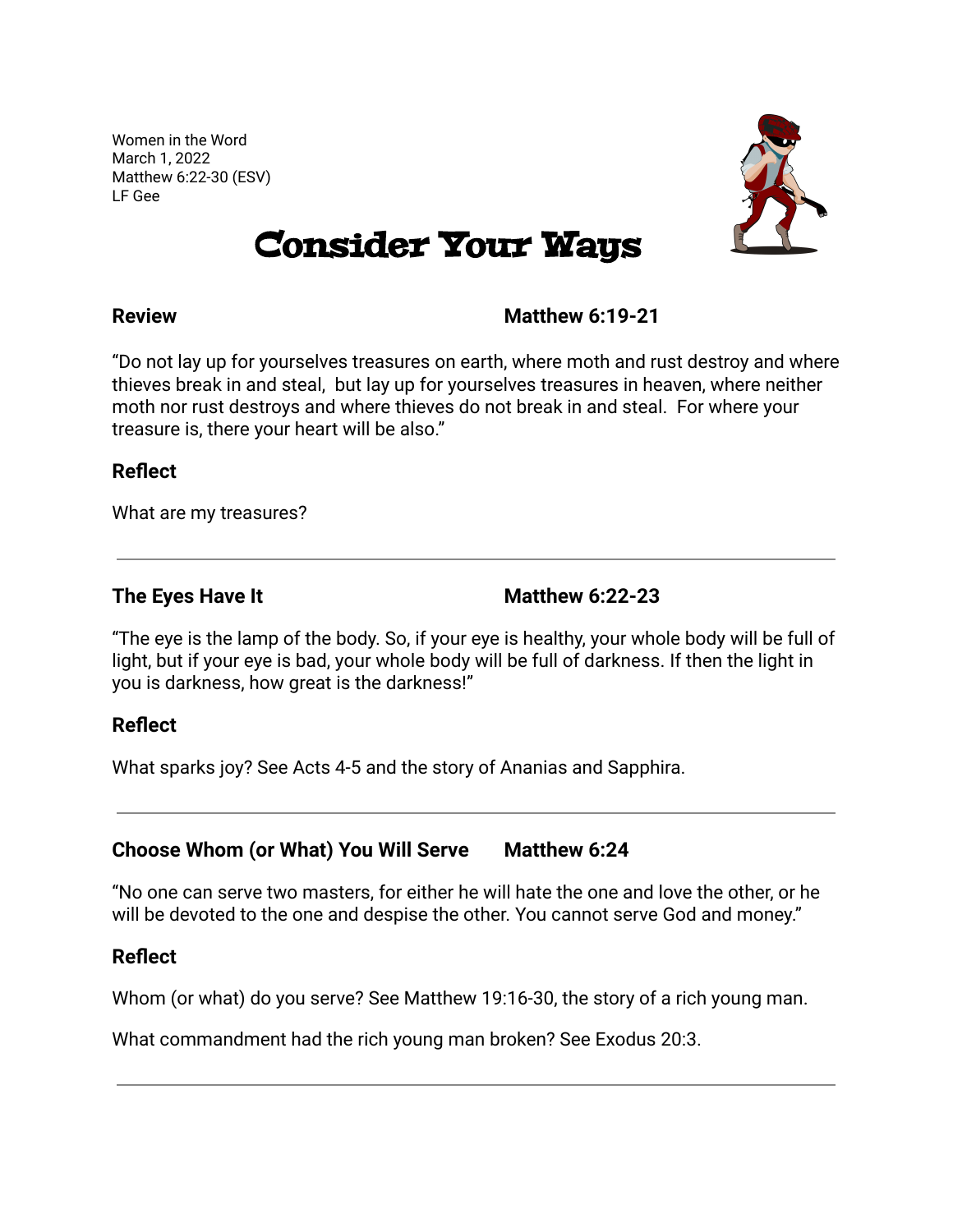Women in the Word
March 1, 2022
Matthew 6:22-30 (ESV)
LF Gee

# Consider Your Ways

**Review** **Matthew 6:19-21**

"Do not lay up for yourselves treasures on earth, where moth and rust destroy and where thieves break in and steal, but lay up for yourselves treasures in heaven, where neither moth nor rust destroys and where thieves do not break in and steal. For where your treasure is, there your heart will be also."

**Reflect**

What are my treasures?

---

**The Eyes Have It** **Matthew 6:22-23**

"The eye is the lamp of the body. So, if your eye is healthy, your whole body will be full of light, but if your eye is bad, your whole body will be full of darkness. If then the light in you is darkness, how great is the darkness!"

**Reflect**

What sparks joy? See Acts 4-5 and the story of Ananias and Sapphira.

---

**Choose Whom (or What) You Will Serve** **Matthew 6:24**

"No one can serve two masters, for either he will hate the one and love the other, or he will be devoted to the one and despise the other. You cannot serve God and money."

**Reflect**

Whom (or what) do you serve? See Matthew 19:16-30, the story of a rich young man.

What commandment had the rich young man broken? See Exodus 20:3.

---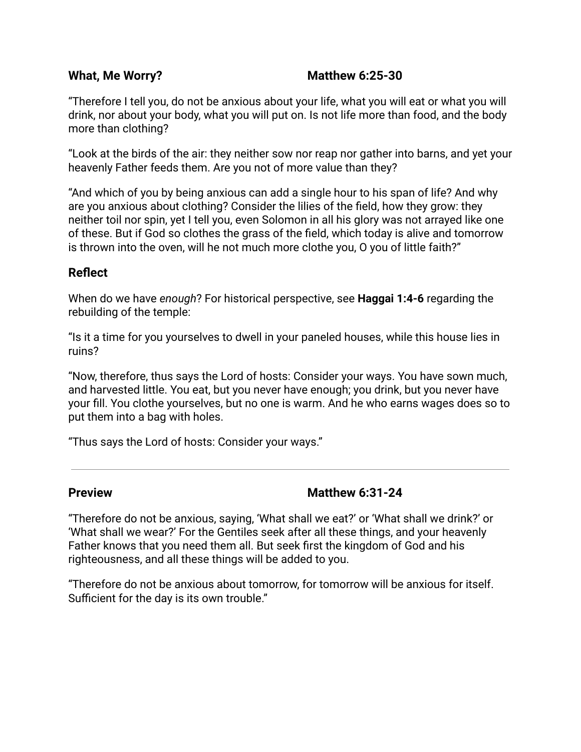**What, Me Worry?** **Matthew 6:25-30**

“Therefore I tell you, do not be anxious about your life, what you will eat or what you will drink, nor about your body, what you will put on. Is not life more than food, and the body more than clothing?

“Look at the birds of the air: they neither sow nor reap nor gather into barns, and yet your heavenly Father feeds them. Are you not of more value than they?

“And which of you by being anxious can add a single hour to his span of life? And why are you anxious about clothing? Consider the lilies of the field, how they grow: they neither toil nor spin, yet I tell you, even Solomon in all his glory was not arrayed like one of these. But if God so clothes the grass of the field, which today is alive and tomorrow is thrown into the oven, will he not much more clothe you, O you of little faith?”

## Reflect

When do we have *enough*? For historical perspective, see **Haggai 1:4-6** regarding the rebuilding of the temple:

“Is it a time for you yourselves to dwell in your paneled houses, while this house lies in ruins?

“Now, therefore, thus says the Lord of hosts: Consider your ways. You have sown much, and harvested little. You eat, but you never have enough; you drink, but you never have your fill. You clothe yourselves, but no one is warm. And he who earns wages does so to put them into a bag with holes.

“Thus says the Lord of hosts: Consider your ways.”

---

**Preview** **Matthew 6:31-24**

“Therefore do not be anxious, saying, ‘What shall we eat?’ or ‘What shall we drink?’ or ‘What shall we wear?’ For the Gentiles seek after all these things, and your heavenly Father knows that you need them all. But seek first the kingdom of God and his righteousness, and all these things will be added to you.

“Therefore do not be anxious about tomorrow, for tomorrow will be anxious for itself. Sufficient for the day is its own trouble.”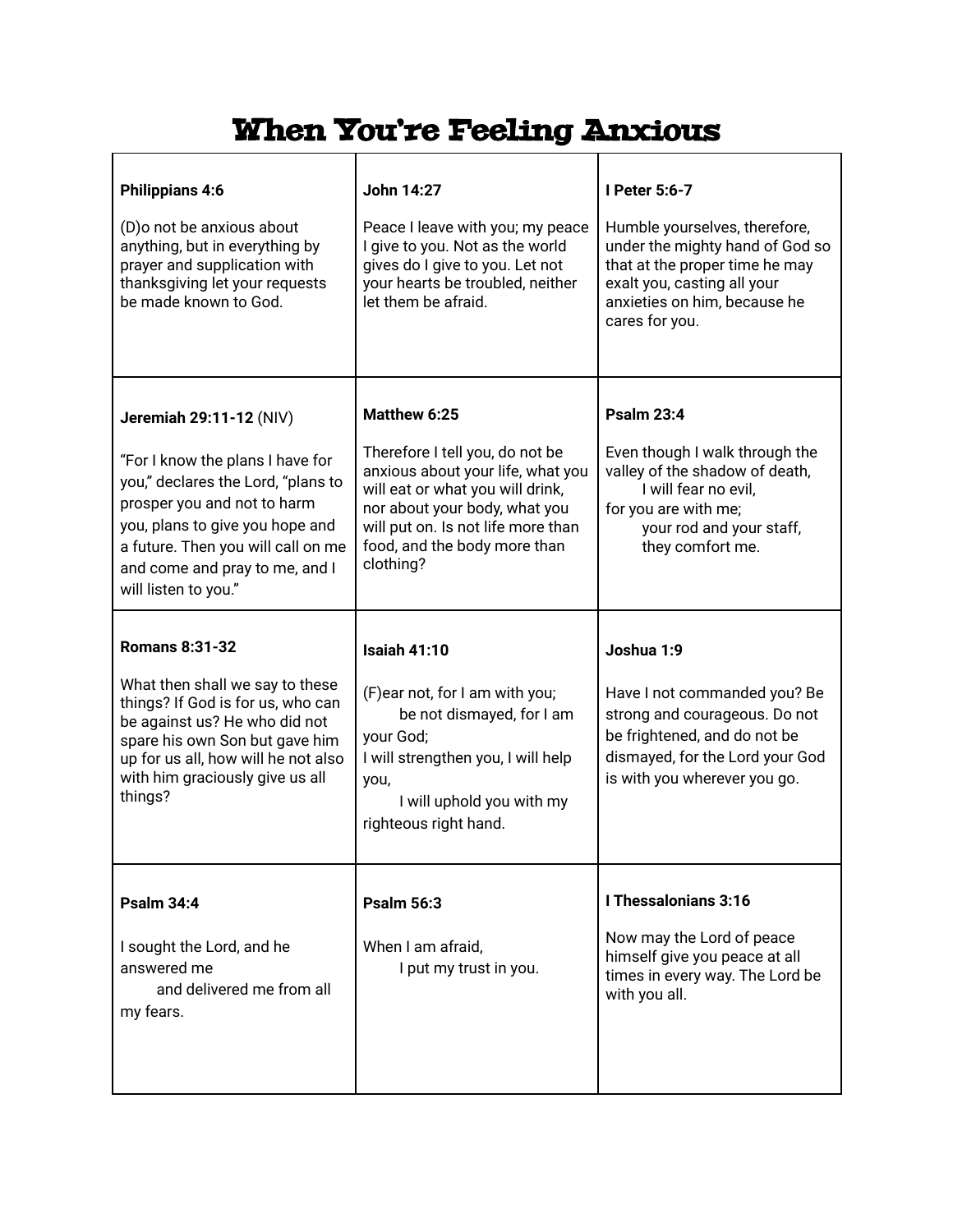# When You're Feeling Anxious

| | | |
|---|---|---|
| **Philippians 4:6**<br><br>(D)o not be anxious about anything, but in everything by prayer and supplication with thanksgiving let your requests be made known to God. | **John 14:27**<br><br>Peace I leave with you; my peace I give to you. Not as the world gives do I give to you. Let not your hearts be troubled, neither let them be afraid. | **I Peter 5:6-7**<br><br>Humble yourselves, therefore, under the mighty hand of God so that at the proper time he may exalt you, casting all your anxieties on him, because he cares for you. |
| **Jeremiah 29:11-12** (NIV)<br><br>"For I know the plans I have for you," declares the Lord, "plans to prosper you and not to harm you, plans to give you hope and a future. Then you will call on me and come and pray to me, and I will listen to you." | **Matthew 6:25**<br><br>Therefore I tell you, do not be anxious about your life, what you will eat or what you will drink, nor about your body, what you will put on. Is not life more than food, and the body more than clothing? | **Psalm 23:4**<br><br>Even though I walk through the valley of the shadow of death,<br>I will fear no evil,<br>for you are with me;<br>your rod and your staff,<br>they comfort me. |
| **Romans 8:31-32**<br><br>What then shall we say to these things? If God is for us, who can be against us? He who did not spare his own Son but gave him up for us all, how will he not also with him graciously give us all things? | **Isaiah 41:10**<br><br>(F)ear not, for I am with you;<br>be not dismayed, for I am your God;<br>I will strengthen you, I will help you,<br>I will uphold you with my righteous right hand. | **Joshua 1:9**<br><br>Have I not commanded you? Be strong and courageous. Do not be frightened, and do not be dismayed, for the Lord your God is with you wherever you go. |
| **Psalm 34:4**<br><br>I sought the Lord, and he answered me<br>and delivered me from all my fears. | **Psalm 56:3**<br><br>When I am afraid,<br>I put my trust in you. | **I Thessalonians 3:16**<br><br>Now may the Lord of peace himself give you peace at all times in every way. The Lord be with you all. |